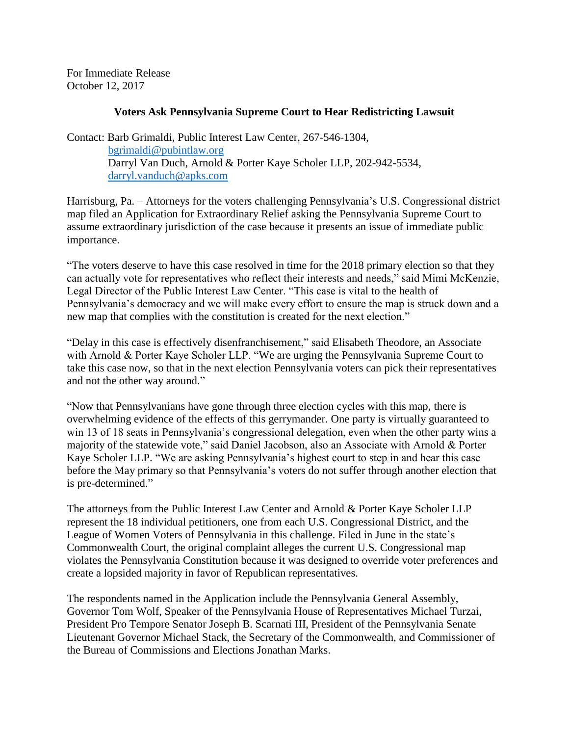For Immediate Release
October 12, 2017

## Voters Ask Pennsylvania Supreme Court to Hear Redistricting Lawsuit

Contact: Barb Grimaldi, Public Interest Law Center, 267-546-1304, bgrimaldi@pubintlaw.org
Darryl Van Duch, Arnold & Porter Kaye Scholer LLP, 202-942-5534, darryl.vanduch@apks.com

Harrisburg, Pa. – Attorneys for the voters challenging Pennsylvania's U.S. Congressional district map filed an Application for Extraordinary Relief asking the Pennsylvania Supreme Court to assume extraordinary jurisdiction of the case because it presents an issue of immediate public importance.

"The voters deserve to have this case resolved in time for the 2018 primary election so that they can actually vote for representatives who reflect their interests and needs," said Mimi McKenzie, Legal Director of the Public Interest Law Center. "This case is vital to the health of Pennsylvania's democracy and we will make every effort to ensure the map is struck down and a new map that complies with the constitution is created for the next election."

"Delay in this case is effectively disenfranchisement," said Elisabeth Theodore, an Associate with Arnold & Porter Kaye Scholer LLP. "We are urging the Pennsylvania Supreme Court to take this case now, so that in the next election Pennsylvania voters can pick their representatives and not the other way around."

"Now that Pennsylvanians have gone through three election cycles with this map, there is overwhelming evidence of the effects of this gerrymander. One party is virtually guaranteed to win 13 of 18 seats in Pennsylvania's congressional delegation, even when the other party wins a majority of the statewide vote," said Daniel Jacobson, also an Associate with Arnold & Porter Kaye Scholer LLP. "We are asking Pennsylvania's highest court to step in and hear this case before the May primary so that Pennsylvania's voters do not suffer through another election that is pre-determined."

The attorneys from the Public Interest Law Center and Arnold & Porter Kaye Scholer LLP represent the 18 individual petitioners, one from each U.S. Congressional District, and the League of Women Voters of Pennsylvania in this challenge. Filed in June in the state's Commonwealth Court, the original complaint alleges the current U.S. Congressional map violates the Pennsylvania Constitution because it was designed to override voter preferences and create a lopsided majority in favor of Republican representatives.

The respondents named in the Application include the Pennsylvania General Assembly, Governor Tom Wolf, Speaker of the Pennsylvania House of Representatives Michael Turzai, President Pro Tempore Senator Joseph B. Scarnati III, President of the Pennsylvania Senate Lieutenant Governor Michael Stack, the Secretary of the Commonwealth, and Commissioner of the Bureau of Commissions and Elections Jonathan Marks.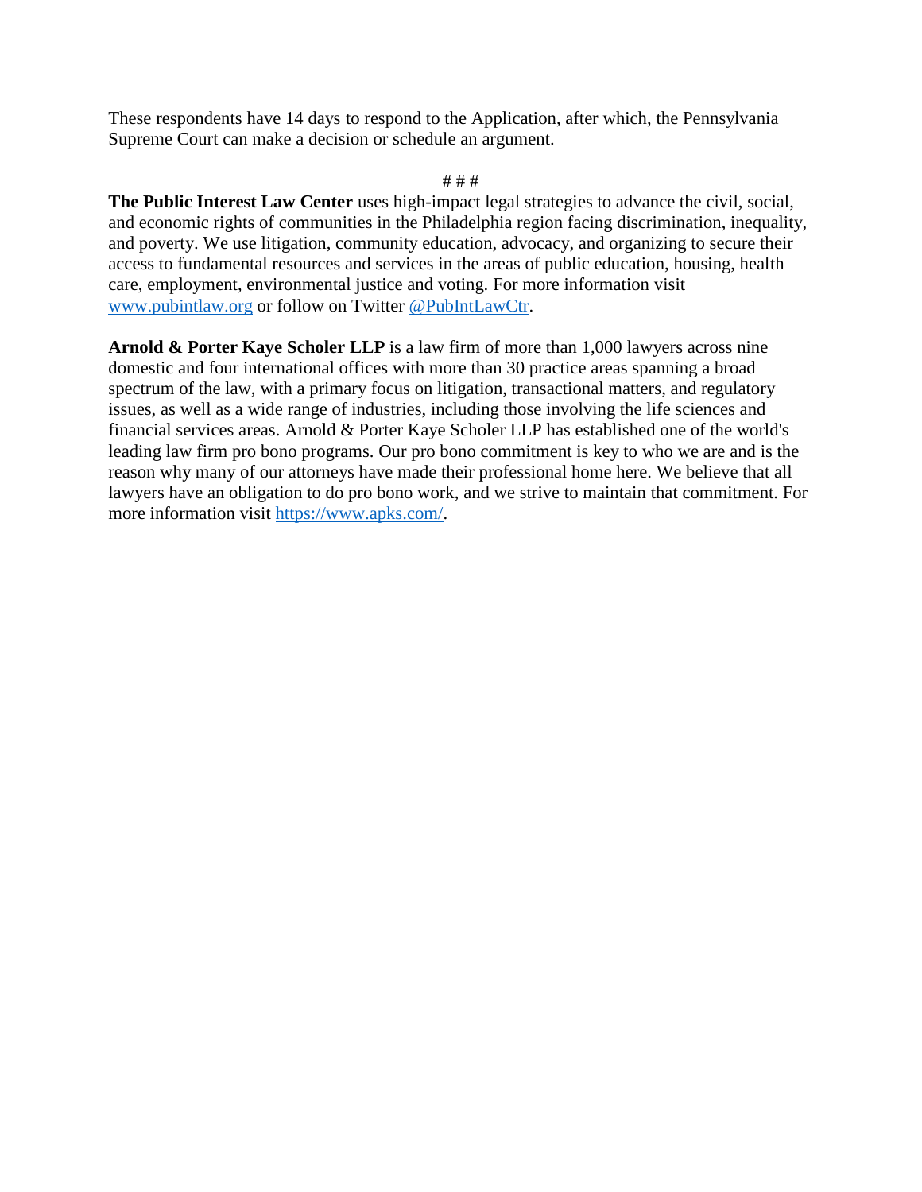These respondents have 14 days to respond to the Application, after which, the Pennsylvania Supreme Court can make a decision or schedule an argument.

# # #

**The Public Interest Law Center** uses high-impact legal strategies to advance the civil, social, and economic rights of communities in the Philadelphia region facing discrimination, inequality, and poverty. We use litigation, community education, advocacy, and organizing to secure their access to fundamental resources and services in the areas of public education, housing, health care, employment, environmental justice and voting. For more information visit [www.pubintlaw.org](www.pubintlaw.org) or follow on Twitter [@PubIntLawCtr](@PubIntLawCtr).

**Arnold & Porter Kaye Scholer LLP** is a law firm of more than 1,000 lawyers across nine domestic and four international offices with more than 30 practice areas spanning a broad spectrum of the law, with a primary focus on litigation, transactional matters, and regulatory issues, as well as a wide range of industries, including those involving the life sciences and financial services areas. Arnold & Porter Kaye Scholer LLP has established one of the world's leading law firm pro bono programs. Our pro bono commitment is key to who we are and is the reason why many of our attorneys have made their professional home here. We believe that all lawyers have an obligation to do pro bono work, and we strive to maintain that commitment. For more information visit [https://www.apks.com/](https://www.apks.com/).